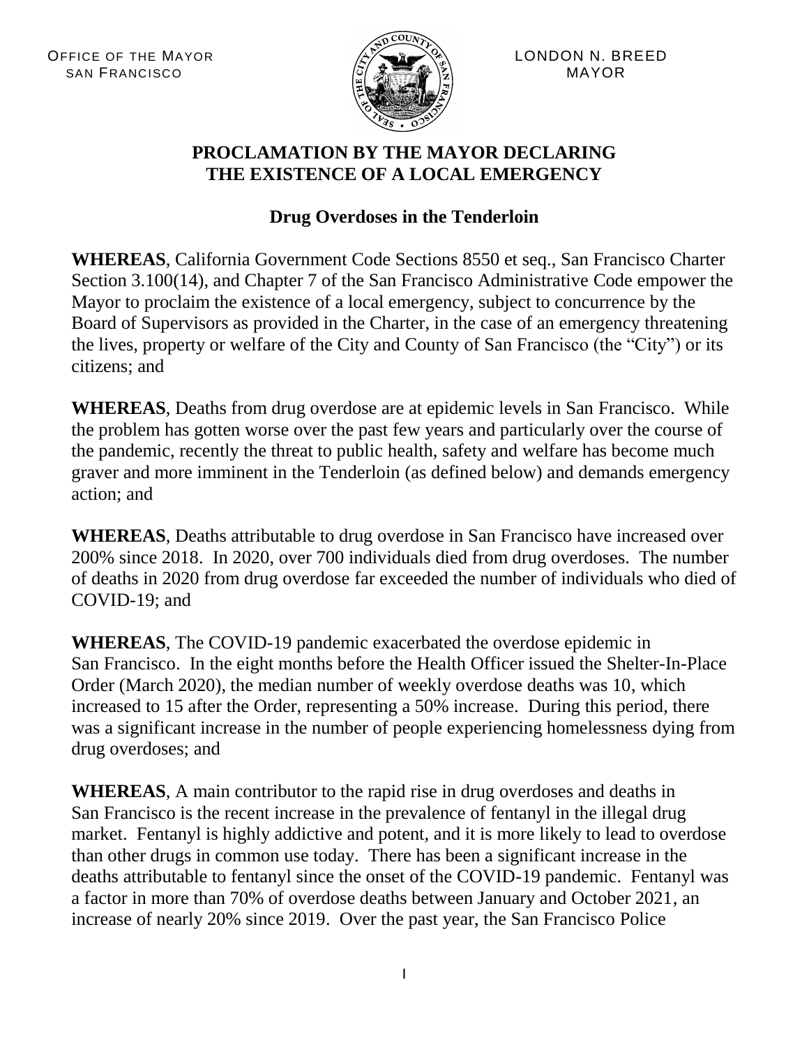OFFICE OF THE MAYOR
SAN FRANCISCO

LONDON N. BREED
MAYOR

# PROCLAMATION BY THE MAYOR DECLARING THE EXISTENCE OF A LOCAL EMERGENCY

## Drug Overdoses in the Tenderloin

**WHEREAS**, California Government Code Sections 8550 et seq., San Francisco Charter Section 3.100(14), and Chapter 7 of the San Francisco Administrative Code empower the Mayor to proclaim the existence of a local emergency, subject to concurrence by the Board of Supervisors as provided in the Charter, in the case of an emergency threatening the lives, property or welfare of the City and County of San Francisco (the "City") or its citizens; and

**WHEREAS**, Deaths from drug overdose are at epidemic levels in San Francisco. While the problem has gotten worse over the past few years and particularly over the course of the pandemic, recently the threat to public health, safety and welfare has become much graver and more imminent in the Tenderloin (as defined below) and demands emergency action; and

**WHEREAS**, Deaths attributable to drug overdose in San Francisco have increased over 200% since 2018. In 2020, over 700 individuals died from drug overdoses. The number of deaths in 2020 from drug overdose far exceeded the number of individuals who died of COVID-19; and

**WHEREAS**, The COVID-19 pandemic exacerbated the overdose epidemic in San Francisco. In the eight months before the Health Officer issued the Shelter-In-Place Order (March 2020), the median number of weekly overdose deaths was 10, which increased to 15 after the Order, representing a 50% increase. During this period, there was a significant increase in the number of people experiencing homelessness dying from drug overdoses; and

**WHEREAS**, A main contributor to the rapid rise in drug overdoses and deaths in San Francisco is the recent increase in the prevalence of fentanyl in the illegal drug market. Fentanyl is highly addictive and potent, and it is more likely to lead to overdose than other drugs in common use today. There has been a significant increase in the deaths attributable to fentanyl since the onset of the COVID-19 pandemic. Fentanyl was a factor in more than 70% of overdose deaths between January and October 2021, an increase of nearly 20% since 2019. Over the past year, the San Francisco Police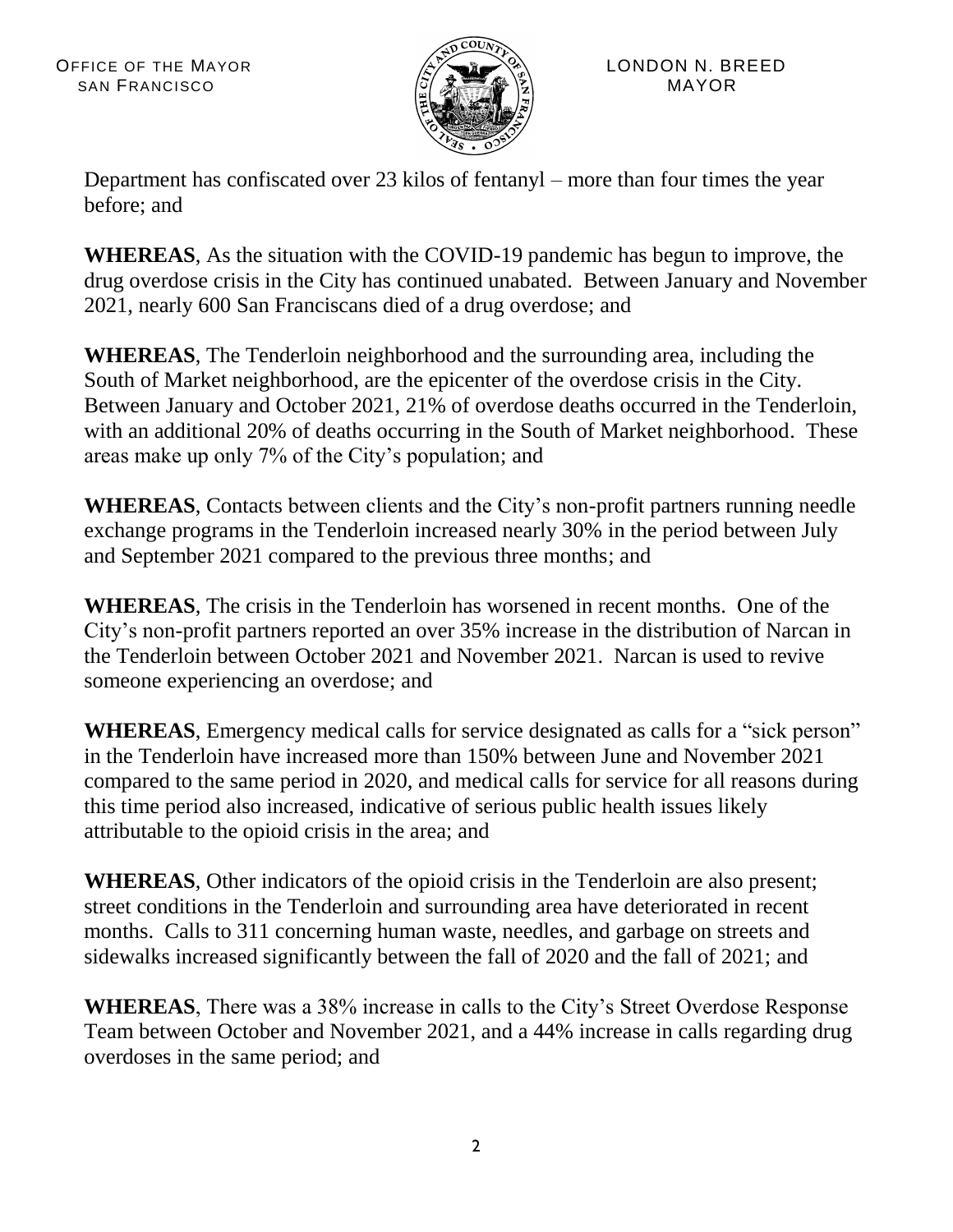Department has confiscated over 23 kilos of fentanyl – more than four times the year before; and

**WHEREAS**, As the situation with the COVID-19 pandemic has begun to improve, the drug overdose crisis in the City has continued unabated. Between January and November 2021, nearly 600 San Franciscans died of a drug overdose; and

**WHEREAS**, The Tenderloin neighborhood and the surrounding area, including the South of Market neighborhood, are the epicenter of the overdose crisis in the City. Between January and October 2021, 21% of overdose deaths occurred in the Tenderloin, with an additional 20% of deaths occurring in the South of Market neighborhood. These areas make up only 7% of the City's population; and

**WHEREAS**, Contacts between clients and the City's non-profit partners running needle exchange programs in the Tenderloin increased nearly 30% in the period between July and September 2021 compared to the previous three months; and

**WHEREAS**, The crisis in the Tenderloin has worsened in recent months. One of the City's non-profit partners reported an over 35% increase in the distribution of Narcan in the Tenderloin between October 2021 and November 2021. Narcan is used to revive someone experiencing an overdose; and

**WHEREAS**, Emergency medical calls for service designated as calls for a "sick person" in the Tenderloin have increased more than 150% between June and November 2021 compared to the same period in 2020, and medical calls for service for all reasons during this time period also increased, indicative of serious public health issues likely attributable to the opioid crisis in the area; and

**WHEREAS**, Other indicators of the opioid crisis in the Tenderloin are also present; street conditions in the Tenderloin and surrounding area have deteriorated in recent months. Calls to 311 concerning human waste, needles, and garbage on streets and sidewalks increased significantly between the fall of 2020 and the fall of 2021; and

**WHEREAS**, There was a 38% increase in calls to the City's Street Overdose Response Team between October and November 2021, and a 44% increase in calls regarding drug overdoses in the same period; and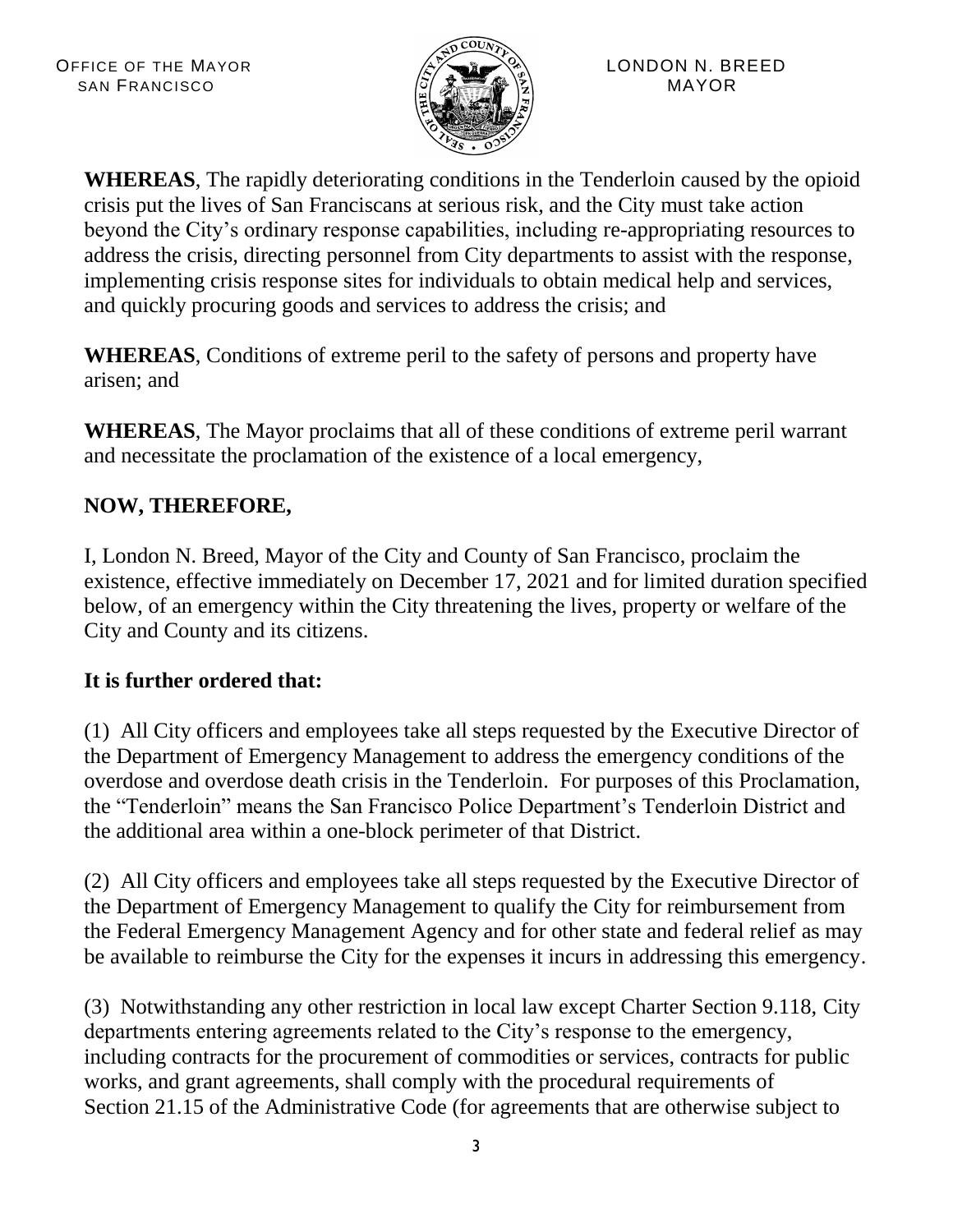**WHEREAS**, The rapidly deteriorating conditions in the Tenderloin caused by the opioid crisis put the lives of San Franciscans at serious risk, and the City must take action beyond the City's ordinary response capabilities, including re-appropriating resources to address the crisis, directing personnel from City departments to assist with the response, implementing crisis response sites for individuals to obtain medical help and services, and quickly procuring goods and services to address the crisis; and

**WHEREAS**, Conditions of extreme peril to the safety of persons and property have arisen; and

**WHEREAS**, The Mayor proclaims that all of these conditions of extreme peril warrant and necessitate the proclamation of the existence of a local emergency,

**NOW, THEREFORE,**

I, London N. Breed, Mayor of the City and County of San Francisco, proclaim the existence, effective immediately on December 17, 2021 and for limited duration specified below, of an emergency within the City threatening the lives, property or welfare of the City and County and its citizens.

**It is further ordered that:**

(1) All City officers and employees take all steps requested by the Executive Director of the Department of Emergency Management to address the emergency conditions of the overdose and overdose death crisis in the Tenderloin. For purposes of this Proclamation, the "Tenderloin" means the San Francisco Police Department's Tenderloin District and the additional area within a one-block perimeter of that District.

(2) All City officers and employees take all steps requested by the Executive Director of the Department of Emergency Management to qualify the City for reimbursement from the Federal Emergency Management Agency and for other state and federal relief as may be available to reimburse the City for the expenses it incurs in addressing this emergency.

(3) Notwithstanding any other restriction in local law except Charter Section 9.118, City departments entering agreements related to the City's response to the emergency, including contracts for the procurement of commodities or services, contracts for public works, and grant agreements, shall comply with the procedural requirements of Section 21.15 of the Administrative Code (for agreements that are otherwise subject to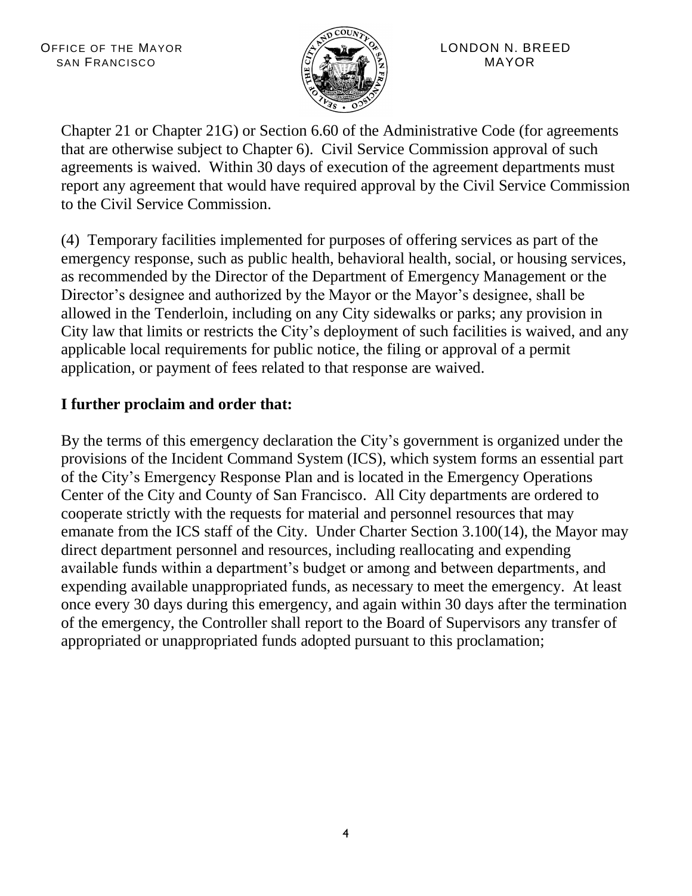Chapter 21 or Chapter 21G) or Section 6.60 of the Administrative Code (for agreements that are otherwise subject to Chapter 6). Civil Service Commission approval of such agreements is waived. Within 30 days of execution of the agreement departments must report any agreement that would have required approval by the Civil Service Commission to the Civil Service Commission.

(4) Temporary facilities implemented for purposes of offering services as part of the emergency response, such as public health, behavioral health, social, or housing services, as recommended by the Director of the Department of Emergency Management or the Director's designee and authorized by the Mayor or the Mayor's designee, shall be allowed in the Tenderloin, including on any City sidewalks or parks; any provision in City law that limits or restricts the City's deployment of such facilities is waived, and any applicable local requirements for public notice, the filing or approval of a permit application, or payment of fees related to that response are waived.

**I further proclaim and order that:**

By the terms of this emergency declaration the City's government is organized under the provisions of the Incident Command System (ICS), which system forms an essential part of the City's Emergency Response Plan and is located in the Emergency Operations Center of the City and County of San Francisco. All City departments are ordered to cooperate strictly with the requests for material and personnel resources that may emanate from the ICS staff of the City. Under Charter Section 3.100(14), the Mayor may direct department personnel and resources, including reallocating and expending available funds within a department's budget or among and between departments, and expending available unappropriated funds, as necessary to meet the emergency. At least once every 30 days during this emergency, and again within 30 days after the termination of the emergency, the Controller shall report to the Board of Supervisors any transfer of appropriated or unappropriated funds adopted pursuant to this proclamation;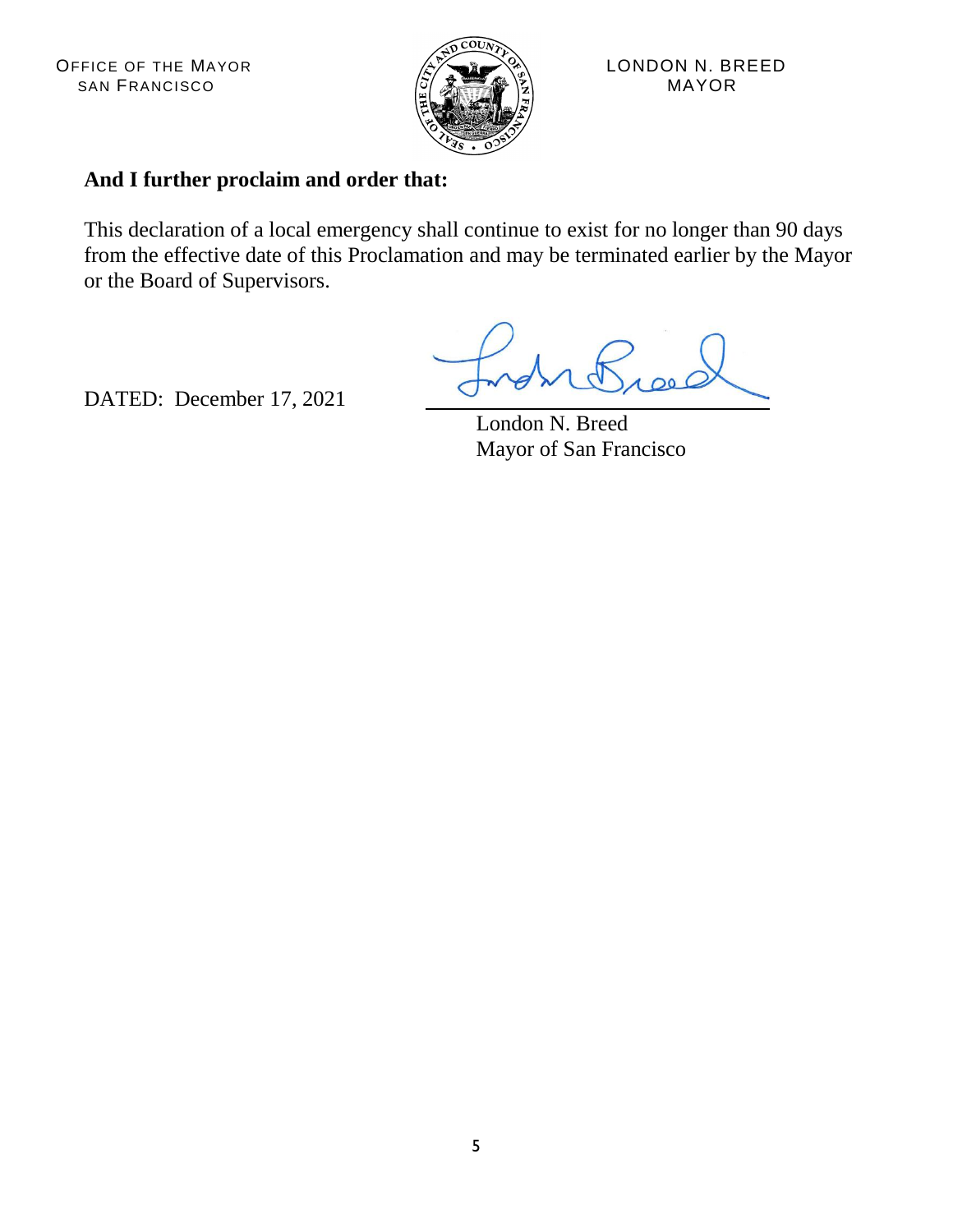OFFICE OF THE MAYOR
SAN FRANCISCO

LONDON N. BREED
MAYOR

**And I further proclaim and order that:**

This declaration of a local emergency shall continue to exist for no longer than 90 days from the effective date of this Proclamation and may be terminated earlier by the Mayor or the Board of Supervisors.

DATED: December 17, 2021

London N. Breed
Mayor of San Francisco